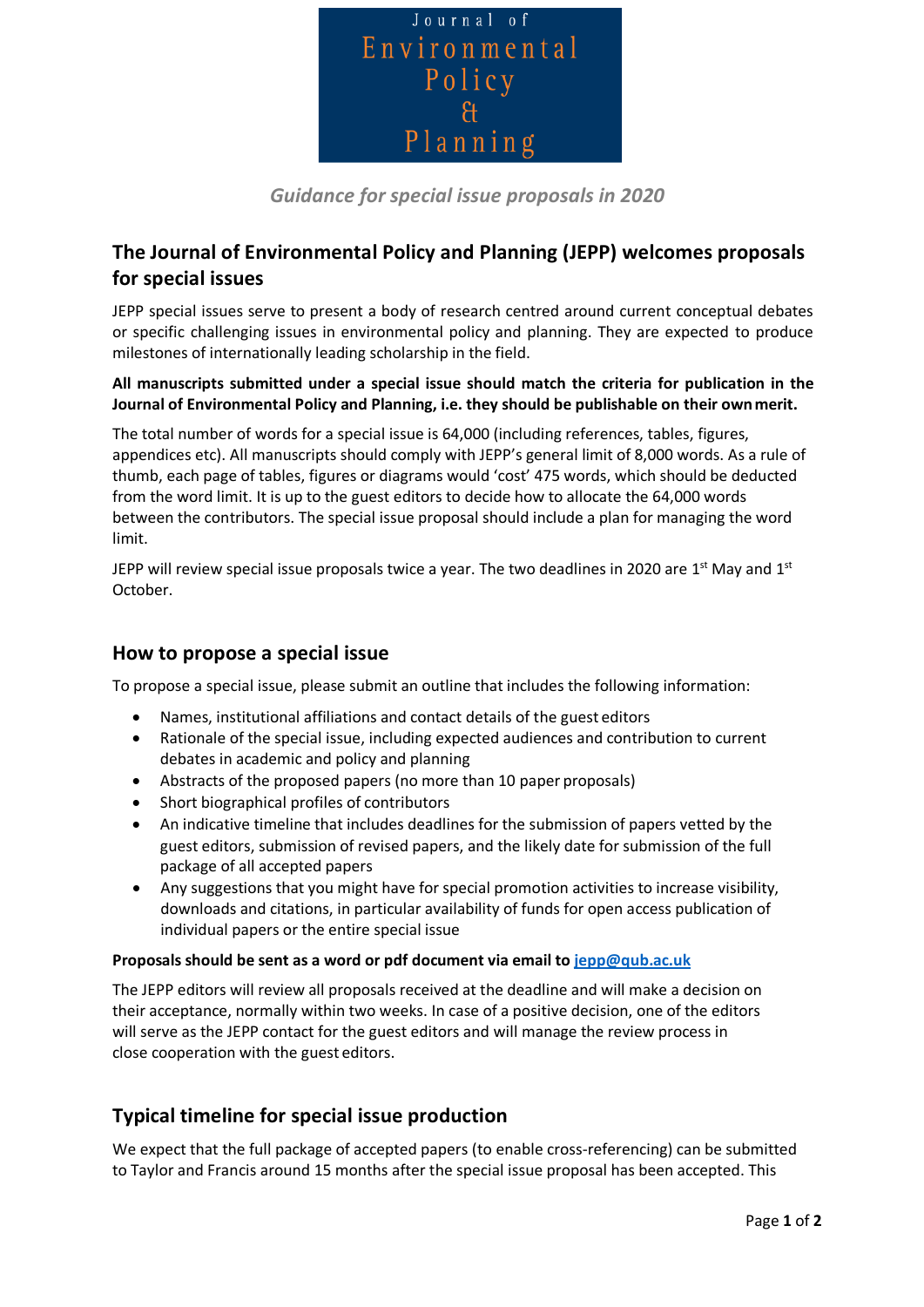# Journal of Environmental Policy & Planning

*Guidance for special issue proposals in 2020*

## The Journal of Environmental Policy and Planning (JEPP) welcomes proposals for special issues

JEPP special issues serve to present a body of research centred around current conceptual debates or specific challenging issues in environmental policy and planning. They are expected to produce milestones of internationally leading scholarship in the field.

**All manuscripts submitted under a special issue should match the criteria for publication in the Journal of Environmental Policy and Planning, i.e. they should be publishable on their own merit.**

The total number of words for a special issue is 64,000 (including references, tables, figures, appendices etc). All manuscripts should comply with JEPP's general limit of 8,000 words. As a rule of thumb, each page of tables, figures or diagrams would 'cost' 475 words, which should be deducted from the word limit. It is up to the guest editors to decide how to allocate the 64,000 words between the contributors. The special issue proposal should include a plan for managing the word limit.

JEPP will review special issue proposals twice a year. The two deadlines in 2020 are 1st May and 1st October.

## How to propose a special issue

To propose a special issue, please submit an outline that includes the following information:

- Names, institutional affiliations and contact details of the guest editors
- Rationale of the special issue, including expected audiences and contribution to current debates in academic and policy and planning
- Abstracts of the proposed papers (no more than 10 paper proposals)
- Short biographical profiles of contributors
- An indicative timeline that includes deadlines for the submission of papers vetted by the guest editors, submission of revised papers, and the likely date for submission of the full package of all accepted papers
- Any suggestions that you might have for special promotion activities to increase visibility, downloads and citations, in particular availability of funds for open access publication of individual papers or the entire special issue

**Proposals should be sent as a word or pdf document via email to [jepp@qub.ac.uk](mailto:jepp@qub.ac.uk)**

The JEPP editors will review all proposals received at the deadline and will make a decision on their acceptance, normally within two weeks. In case of a positive decision, one of the editors will serve as the JEPP contact for the guest editors and will manage the review process in close cooperation with the guest editors.

## Typical timeline for special issue production

We expect that the full package of accepted papers (to enable cross-referencing) can be submitted to Taylor and Francis around 15 months after the special issue proposal has been accepted. This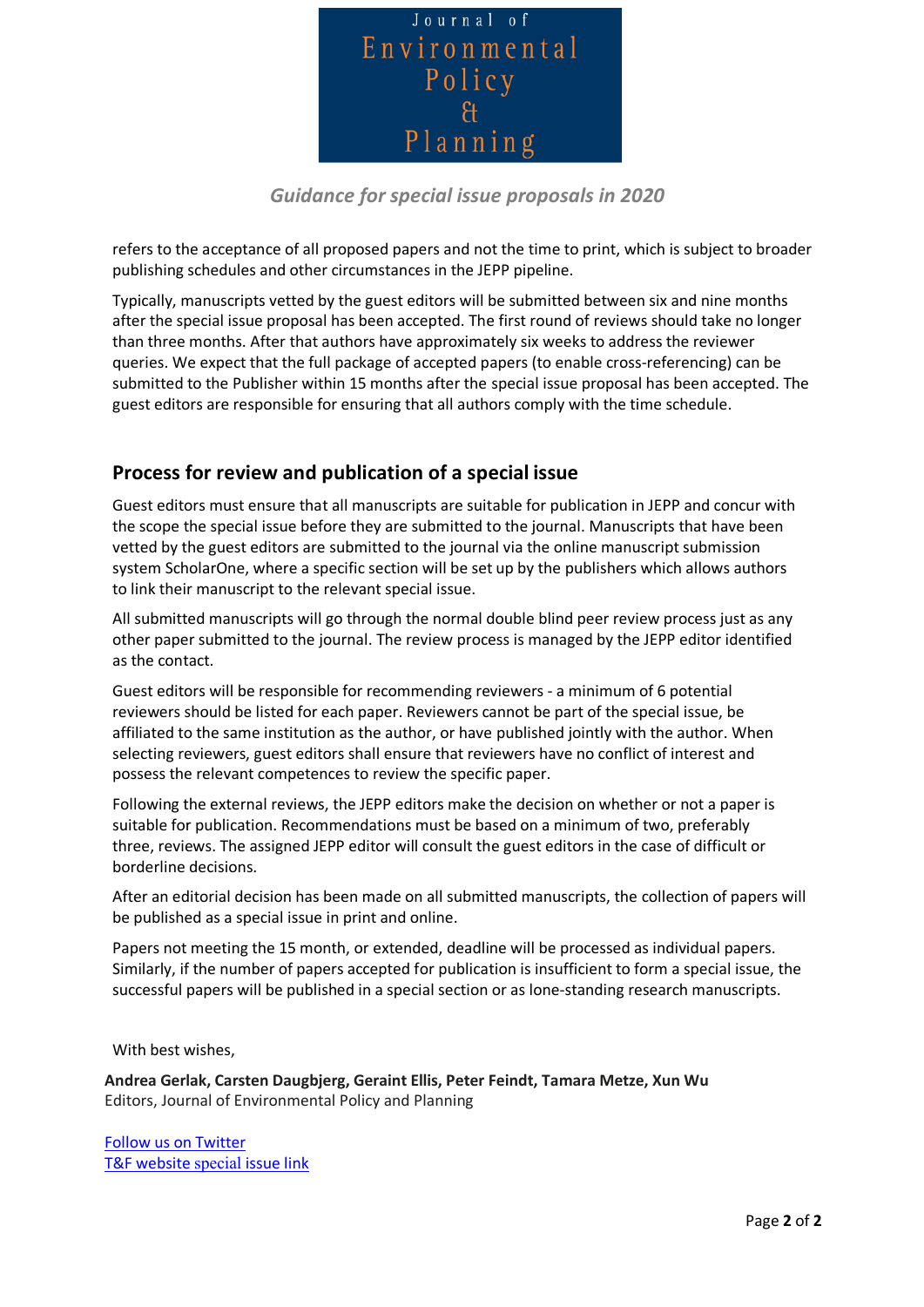refers to the acceptance of all proposed papers and not the time to print, which is subject to broader publishing schedules and other circumstances in the JEPP pipeline.

Typically, manuscripts vetted by the guest editors will be submitted between six and nine months after the special issue proposal has been accepted. The first round of reviews should take no longer than three months. After that authors have approximately six weeks to address the reviewer queries. We expect that the full package of accepted papers (to enable cross-referencing) can be submitted to the Publisher within 15 months after the special issue proposal has been accepted. The guest editors are responsible for ensuring that all authors comply with the time schedule.

## Process for review and publication of a special issue

Guest editors must ensure that all manuscripts are suitable for publication in JEPP and concur with the scope the special issue before they are submitted to the journal. Manuscripts that have been vetted by the guest editors are submitted to the journal via the online manuscript submission system ScholarOne, where a specific section will be set up by the publishers which allows authors to link their manuscript to the relevant special issue.

All submitted manuscripts will go through the normal double blind peer review process just as any other paper submitted to the journal. The review process is managed by the JEPP editor identified as the contact.

Guest editors will be responsible for recommending reviewers - a minimum of 6 potential reviewers should be listed for each paper. Reviewers cannot be part of the special issue, be affiliated to the same institution as the author, or have published jointly with the author. When selecting reviewers, guest editors shall ensure that reviewers have no conflict of interest and possess the relevant competences to review the specific paper.

Following the external reviews, the JEPP editors make the decision on whether or not a paper is suitable for publication. Recommendations must be based on a minimum of two, preferably three, reviews. The assigned JEPP editor will consult the guest editors in the case of difficult or borderline decisions.

After an editorial decision has been made on all submitted manuscripts, the collection of papers will be published as a special issue in print and online.

Papers not meeting the 15 month, or extended, deadline will be processed as individual papers. Similarly, if the number of papers accepted for publication is insufficient to form a special issue, the successful papers will be published in a special section or as lone-standing research manuscripts.

With best wishes,

**Andrea Gerlak, Carsten Daugbjerg, Geraint Ellis, Peter Feindt, Tamara Metze, Xun Wu**
Editors, Journal of Environmental Policy and Planning

[Follow us on Twitter]
[T&F website special issue link]